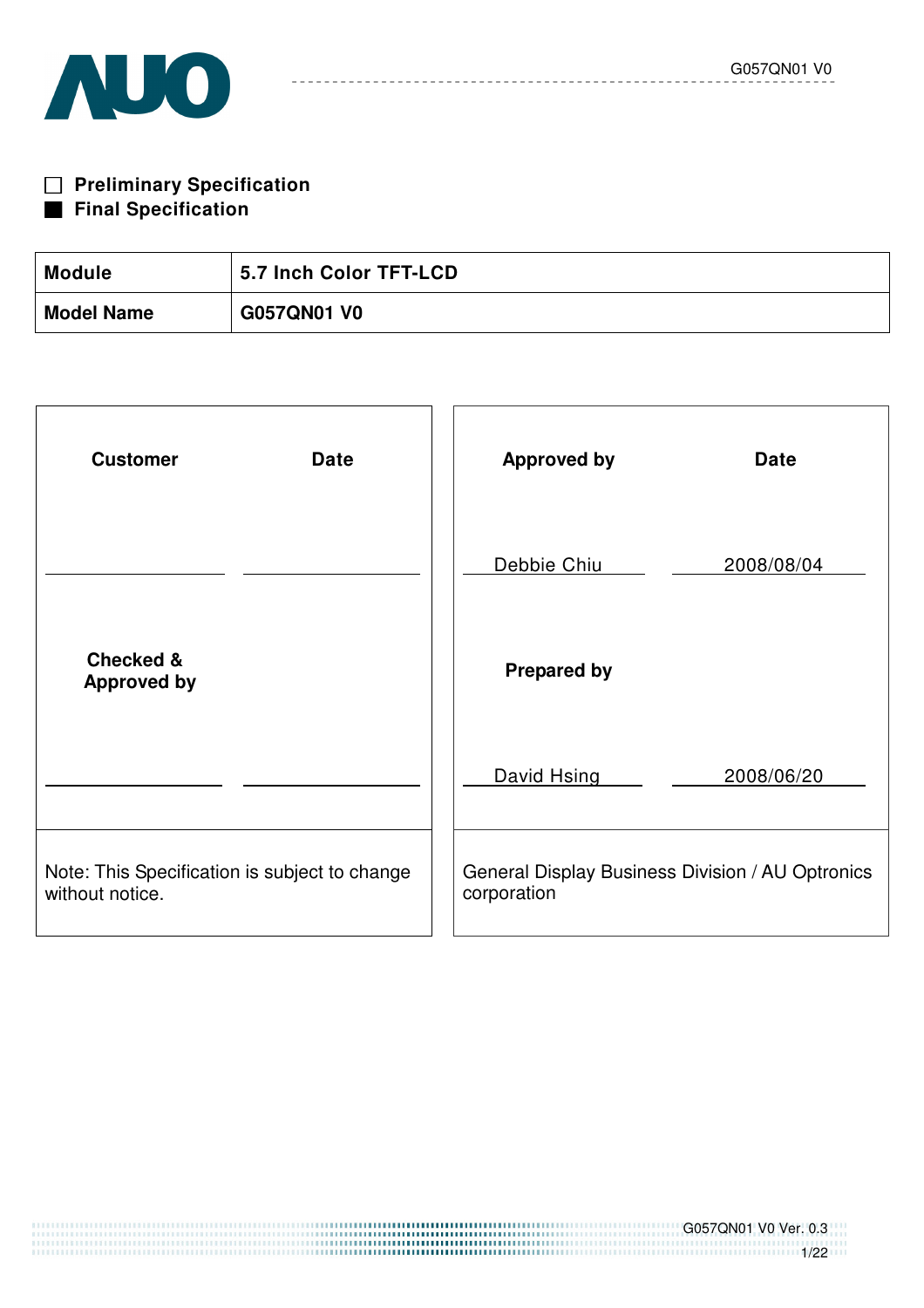☐ **Preliminary Specification**
■ **Final Specification**

| **Module** | **5.7 Inch Color TFT-LCD** |
|---|---|
| **Model Name** | **G057QN01 V0** |

| **Customer** | **Date** | **Approved by** | **Date** |
|---|---|---|---|
| | | Debbie Chiu | 2008/08/04 |
| **Checked & Approved by** | | **Prepared by** | |
| | | David Hsing | 2008/06/20 |
| Note: This Specification is subject to change without notice. | | General Display Business Division / AU Optronics corporation | |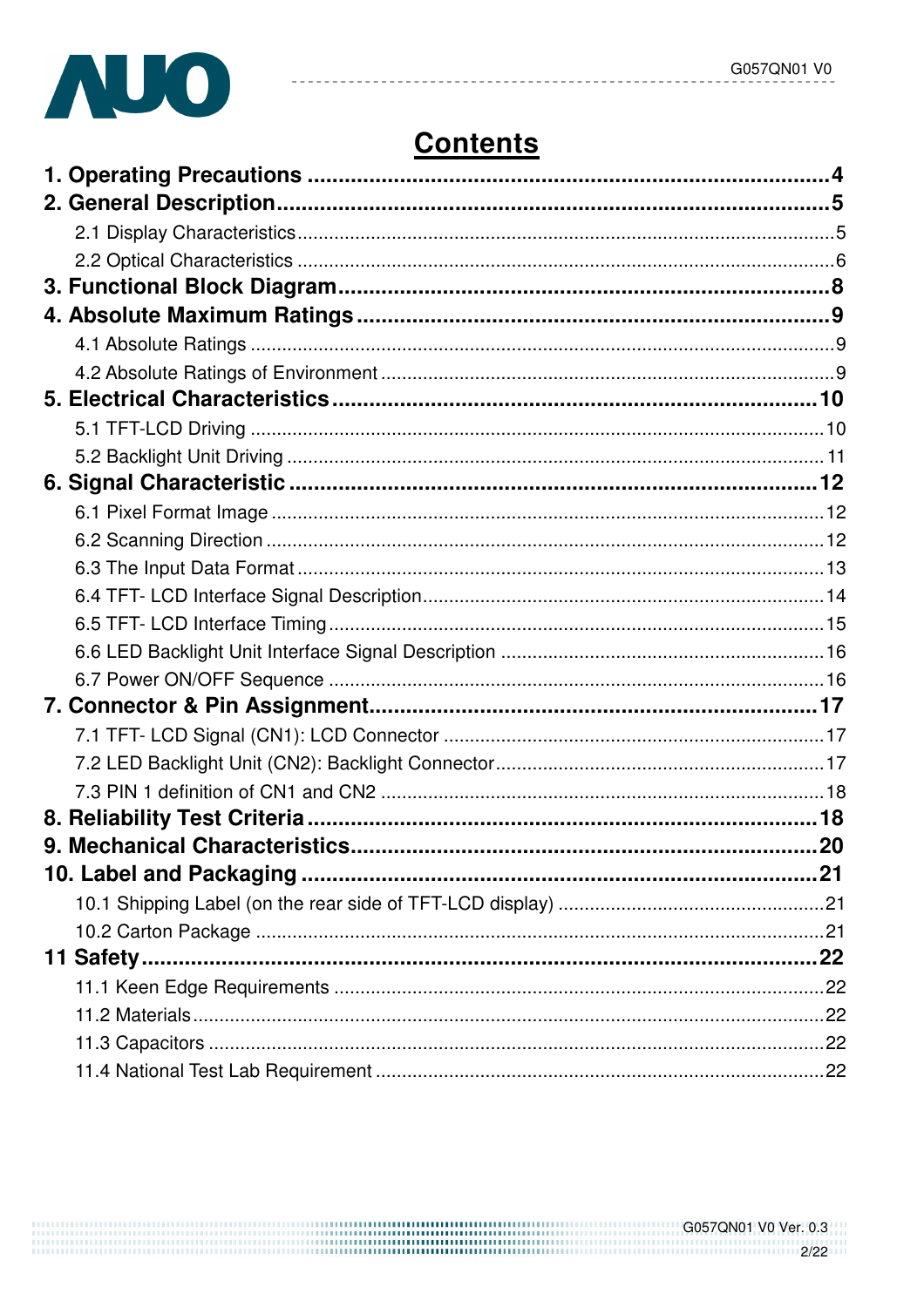# Contents

**1. Operating Precautions ..................................................................................4**

**2. General Description.....................................................................................5**

2.1 Display Characteristics..................................................................................5

2.2 Optical Characteristics ..................................................................................6

**3. Functional Block Diagram..............................................................................8**

**4. Absolute Maximum Ratings ...........................................................................9**

4.1 Absolute Ratings ..........................................................................................9

4.2 Absolute Ratings of Environment ..................................................................9

**5. Electrical Characteristics .............................................................................10**

5.1 TFT-LCD Driving ........................................................................................10

5.2 Backlight Unit Driving .................................................................................. 11

**6. Signal Characteristic ...................................................................................12**

6.1 Pixel Format Image .....................................................................................12

6.2 Scanning Direction ......................................................................................12

6.3 The Input Data Format .................................................................................13

6.4 TFT- LCD Interface Signal Description..........................................................14

6.5 TFT- LCD Interface Timing ...........................................................................15

6.6 LED Backlight Unit Interface Signal Description ............................................16

6.7 Power ON/OFF Sequence ............................................................................16

**7. Connector & Pin Assignment.......................................................................17**

7.1 TFT- LCD Signal (CN1): LCD Connector .......................................................17

7.2 LED Backlight Unit (CN2): Backlight Connector.............................................17

7.3 PIN 1 definition of CN1 and CN2 ..................................................................18

**8. Reliability Test Criteria ................................................................................18**

**9. Mechanical Characteristics..........................................................................20**

**10. Label and Packaging ..................................................................................21**

10.1 Shipping Label (on the rear side of TFT-LCD display) .................................21

10.2 Carton Package .........................................................................................21

**11 Safety.........................................................................................................22**

11.1 Keen Edge Requirements ...........................................................................22

11.2 Materials.....................................................................................................22

11.3 Capacitors ..................................................................................................22

11.4 National Test Lab Requirement ....................................................................22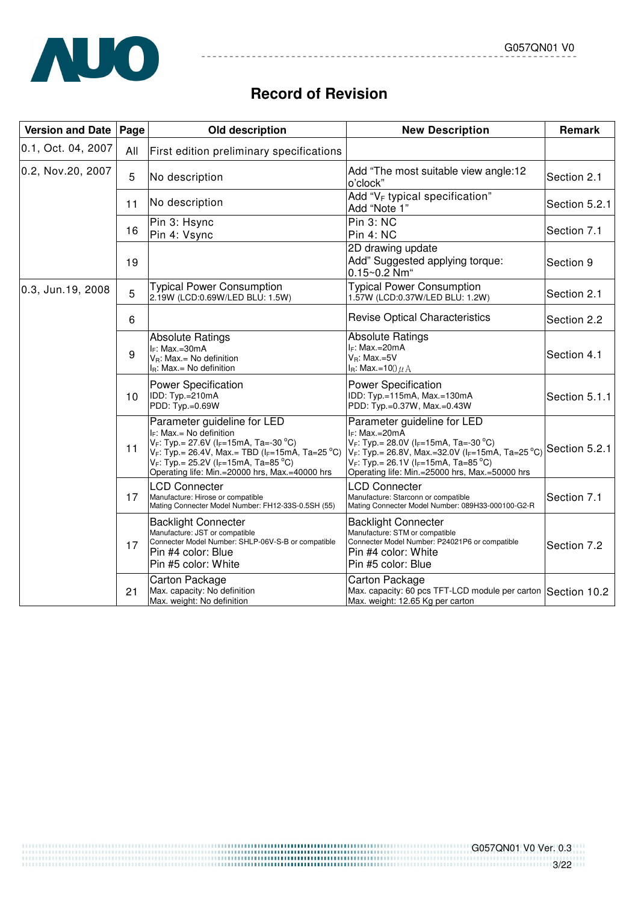# Record of Revision

| Version and Date | Page | Old description | New Description | Remark |
|---|---|---|---|---|
| 0.1, Oct. 04, 2007 | All | First edition preliminary specifications | | |
| 0.2, Nov.20, 2007 | 5 | No description | Add "The most suitable view angle:12 o'clock" | Section 2.1 |
| | 11 | No description | Add "$V_F$ typical specification"<br>Add "Note 1" | Section 5.2.1 |
| | 16 | Pin 3: Hsync<br>Pin 4: Vsync | Pin 3: NC<br>Pin 4: NC | Section 7.1 |
| | 19 | | 2D drawing update<br>Add" Suggested applying torque: 0.15~0.2 Nm" | Section 9 |
| 0.3, Jun.19, 2008 | 5 | Typical Power Consumption<br>2.19W (LCD:0.69W/LED BLU: 1.5W) | Typical Power Consumption<br>1.57W (LCD:0.37W/LED BLU: 1.2W) | Section 2.1 |
| | 6 | | Revise Optical Characteristics | Section 2.2 |
| | 9 | Absolute Ratings<br>$I_F$: Max.=30mA<br>$V_R$: Max.= No definition<br>$I_R$: Max.= No definition | Absolute Ratings<br>$I_F$: Max.=20mA<br>$V_R$: Max.=5V<br>$I_R$: Max.=100$\mu$A | Section 4.1 |
| | 10 | Power Specification<br>IDD: Typ.=210mA<br>PDD: Typ.=0.69W | Power Specification<br>IDD: Typ.=115mA, Max.=130mA<br>PDD: Typ.=0.37W, Max.=0.43W | Section 5.1.1 |
| | 11 | Parameter guideline for LED<br>$I_F$: Max.= No definition<br>$V_F$: Typ.= 27.6V ($I_F$=15mA, Ta=-30 °C)<br>$V_F$: Typ.= 26.4V, Max.= TBD ($I_F$=15mA, Ta=25 °C)<br>$V_F$: Typ.= 25.2V ($I_F$=15mA, Ta=85 °C)<br>Operating life: Min.=20000 hrs, Max.=40000 hrs | Parameter guideline for LED<br>$I_F$: Max.=20mA<br>$V_F$: Typ.= 28.0V ($I_F$=15mA, Ta=-30 °C)<br>$V_F$: Typ.= 26.8V, Max.=32.0V ($I_F$=15mA, Ta=25 °C)<br>$V_F$: Typ.= 26.1V ($I_F$=15mA, Ta=85 °C)<br>Operating life: Min.=25000 hrs, Max.=50000 hrs | Section 5.2.1 |
| | 17 | LCD Connecter<br>Manufacture: Hirose or compatible<br>Mating Connecter Model Number: FH12-33S-0.5SH (55) | LCD Connecter<br>Manufacture: Starconn or compatible<br>Mating Connecter Model Number: 089H33-000100-G2-R | Section 7.1 |
| | 17 | Backlight Connecter<br>Manufacture: JST or compatible<br>Connecter Model Number: SHLP-06V-S-B or compatible<br>Pin #4 color: Blue<br>Pin #5 color: White | Backlight Connecter<br>Manufacture: STM or compatible<br>Connecter Model Number: P24021P6 or compatible<br>Pin #4 color: White<br>Pin #5 color: Blue | Section 7.2 |
| | 21 | Carton Package<br>Max. capacity: No definition<br>Max. weight: No definition | Carton Package<br>Max. capacity: 60 pcs TFT-LCD module per carton<br>Max. weight: 12.65 Kg per carton | Section 10.2 |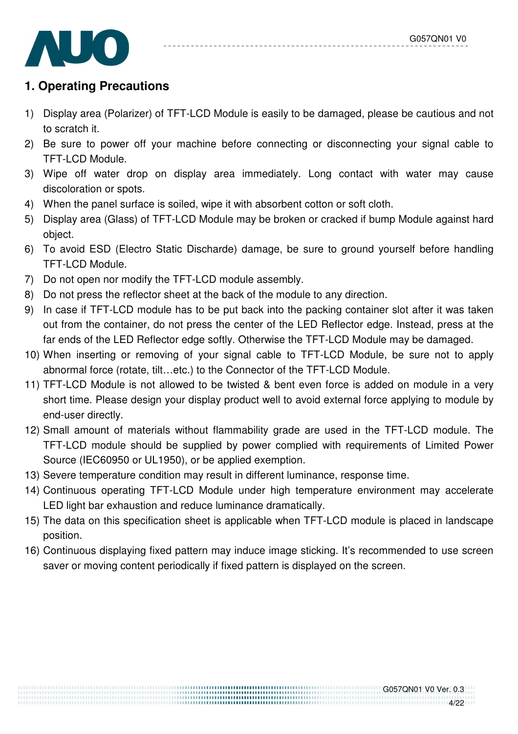## 1. Operating Precautions

1) Display area (Polarizer) of TFT-LCD Module is easily to be damaged, please be cautious and not to scratch it.
2) Be sure to power off your machine before connecting or disconnecting your signal cable to TFT-LCD Module.
3) Wipe off water drop on display area immediately. Long contact with water may cause discoloration or spots.
4) When the panel surface is soiled, wipe it with absorbent cotton or soft cloth.
5) Display area (Glass) of TFT-LCD Module may be broken or cracked if bump Module against hard object.
6) To avoid ESD (Electro Static Discharde) damage, be sure to ground yourself before handling TFT-LCD Module.
7) Do not open nor modify the TFT-LCD module assembly.
8) Do not press the reflector sheet at the back of the module to any direction.
9) In case if TFT-LCD module has to be put back into the packing container slot after it was taken out from the container, do not press the center of the LED Reflector edge. Instead, press at the far ends of the LED Reflector edge softly. Otherwise the TFT-LCD Module may be damaged.
10) When inserting or removing of your signal cable to TFT-LCD Module, be sure not to apply abnormal force (rotate, tilt…etc.) to the Connector of the TFT-LCD Module.
11) TFT-LCD Module is not allowed to be twisted & bent even force is added on module in a very short time. Please design your display product well to avoid external force applying to module by end-user directly.
12) Small amount of materials without flammability grade are used in the TFT-LCD module. The TFT-LCD module should be supplied by power complied with requirements of Limited Power Source (IEC60950 or UL1950), or be applied exemption.
13) Severe temperature condition may result in different luminance, response time.
14) Continuous operating TFT-LCD Module under high temperature environment may accelerate LED light bar exhaustion and reduce luminance dramatically.
15) The data on this specification sheet is applicable when TFT-LCD module is placed in landscape position.
16) Continuous displaying fixed pattern may induce image sticking. It's recommended to use screen saver or moving content periodically if fixed pattern is displayed on the screen.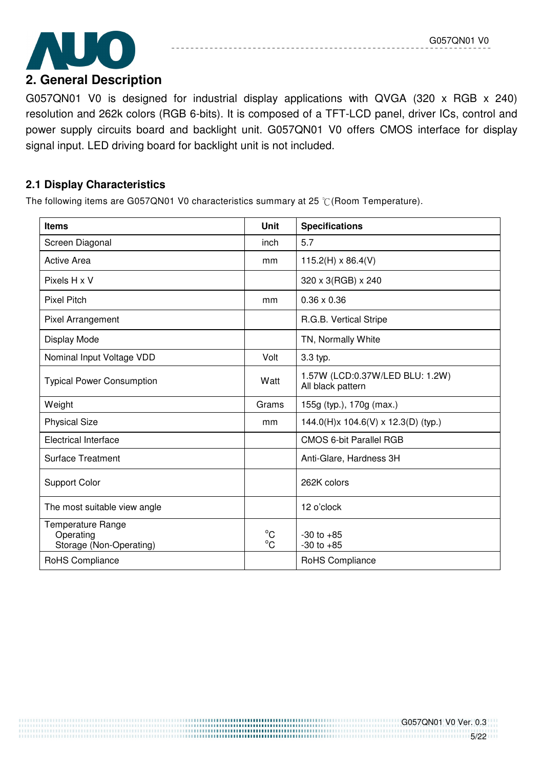## 2. General Description

G057QN01 V0 is designed for industrial display applications with QVGA (320 x RGB x 240) resolution and 262k colors (RGB 6-bits). It is composed of a TFT-LCD panel, driver ICs, control and power supply circuits board and backlight unit. G057QN01 V0 offers CMOS interface for display signal input. LED driving board for backlight unit is not included.

### 2.1 Display Characteristics

The following items are G057QN01 V0 characteristics summary at 25 ℃(Room Temperature).

| Items | Unit | Specifications |
|---|---|---|
| Screen Diagonal | inch | 5.7 |
| Active Area | mm | 115.2(H) x 86.4(V) |
| Pixels H x V | | 320 x 3(RGB) x 240 |
| Pixel Pitch | mm | 0.36 x 0.36 |
| Pixel Arrangement | | R.G.B. Vertical Stripe |
| Display Mode | | TN, Normally White |
| Nominal Input Voltage VDD | Volt | 3.3 typ. |
| Typical Power Consumption | Watt | 1.57W (LCD:0.37W/LED BLU: 1.2W) All black pattern |
| Weight | Grams | 155g (typ.), 170g (max.) |
| Physical Size | mm | 144.0(H)x 104.6(V) x 12.3(D) (typ.) |
| Electrical Interface | | CMOS 6-bit Parallel RGB |
| Surface Treatment | | Anti-Glare, Hardness 3H |
| Support Color | | 262K colors |
| The most suitable view angle | | 12 o'clock |
| Temperature Range<br>Operating<br>Storage (Non-Operating) | <br>°C<br>°C | <br>-30 to +85<br>-30 to +85 |
| RoHS Compliance | | RoHS Compliance |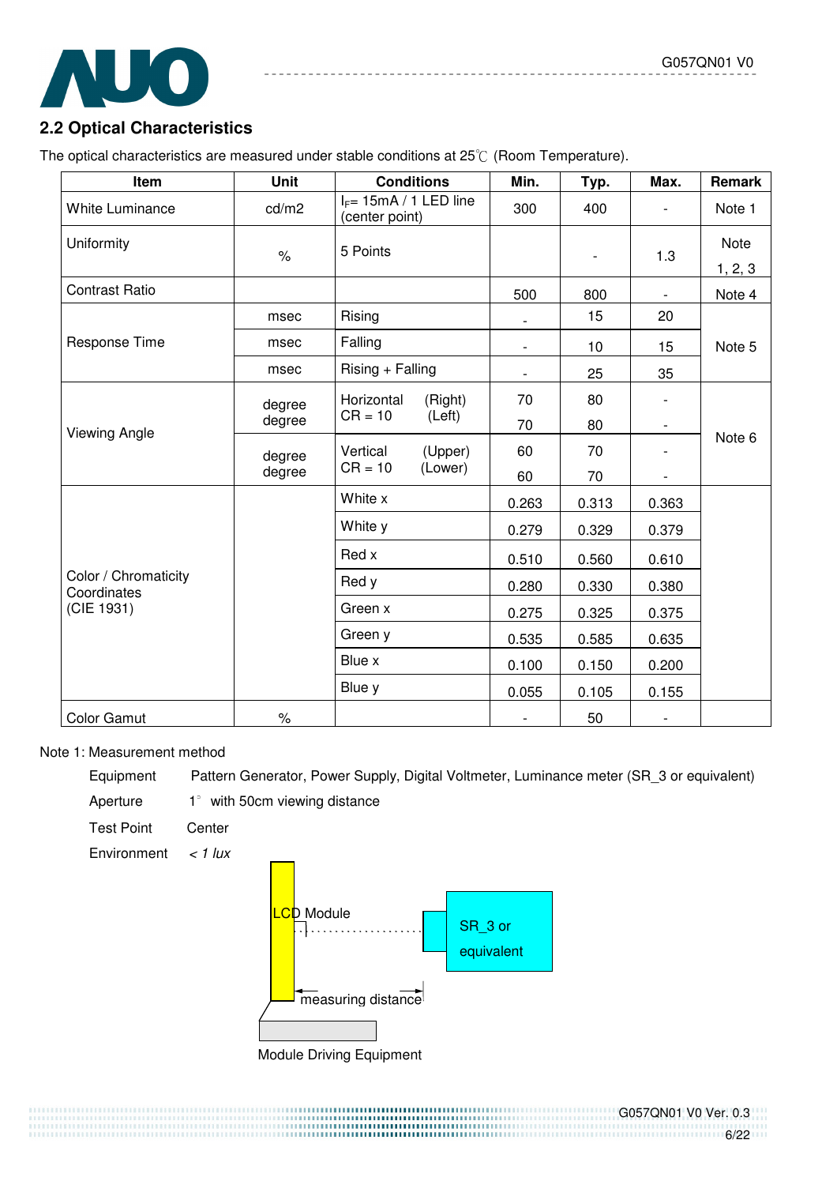## 2.2 Optical Characteristics

The optical characteristics are measured under stable conditions at 25℃ (Room Temperature).

| Item | Unit | Conditions | | Min. | Typ. | Max. | Remark |
|---|---|---|---|---|---|---|---|
| White Luminance | cd/m2 | $I_F$= 15mA / 1 LED line (center point) | | 300 | 400 | - | Note 1 |
| Uniformity | % | 5 Points | | | - | 1.3 | Note 1, 2, 3 |
| Contrast Ratio | | | | 500 | 800 | - | Note 4 |
| Response Time | msec | Rising | | - | 15 | 20 | Note 5 |
| | msec | Falling | | - | 10 | 15 | |
| | msec | Rising + Falling | | - | 25 | 35 | |
| Viewing Angle | degree | Horizontal CR = 10 | (Right) | 70 | 80 | - | Note 6 |
| | degree | | (Left) | 70 | 80 | - | |
| | degree | Vertical CR = 10 | (Upper) | 60 | 70 | - | |
| | degree | | (Lower) | 60 | 70 | - | |
| Color / Chromaticity Coordinates (CIE 1931) | | White x | | 0.263 | 0.313 | 0.363 | |
| | | White y | | 0.279 | 0.329 | 0.379 | |
| | | Red x | | 0.510 | 0.560 | 0.610 | |
| | | Red y | | 0.280 | 0.330 | 0.380 | |
| | | Green x | | 0.275 | 0.325 | 0.375 | |
| | | Green y | | 0.535 | 0.585 | 0.635 | |
| | | Blue x | | 0.100 | 0.150 | 0.200 | |
| | | Blue y | | 0.055 | 0.105 | 0.155 | |
| Color Gamut | % | | | - | 50 | - | |

Note 1: Measurement method

- Equipment: Pattern Generator, Power Supply, Digital Voltmeter, Luminance meter (SR_3 or equivalent)
- Aperture: 1° with 50cm viewing distance
- Test Point: Center
- Environment: *< 1 lux*

LCD Module — measuring distance — SR_3 or equivalent

Module Driving Equipment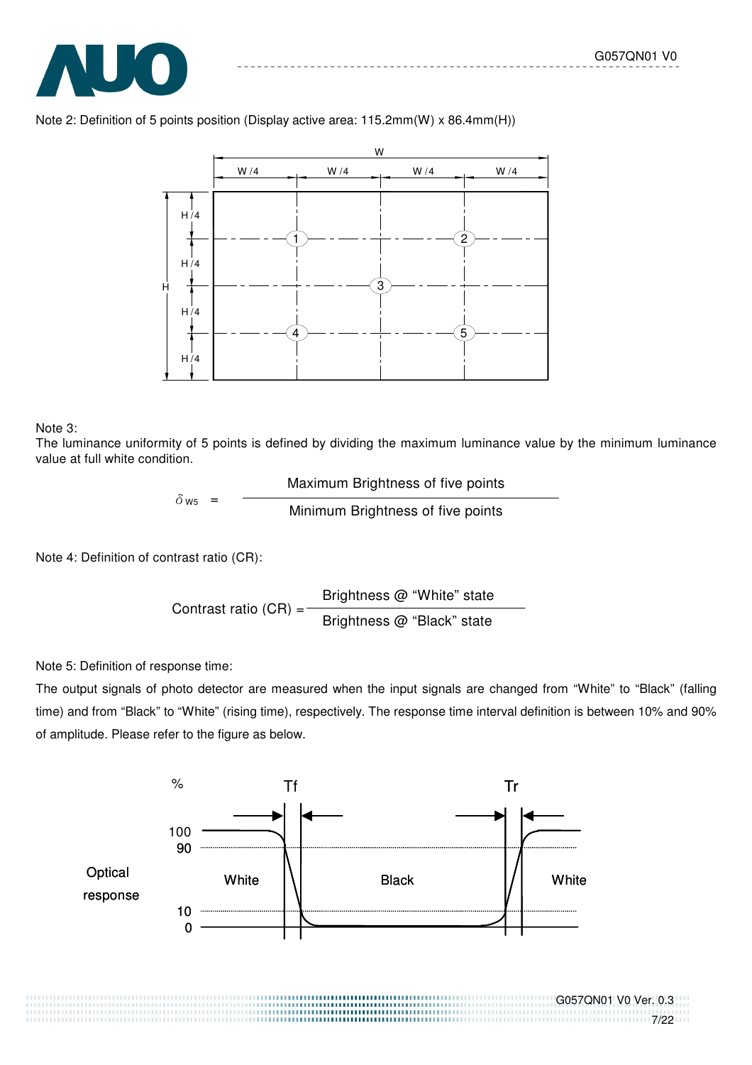Note 2: Definition of 5 points position (Display active area: 115.2mm(W) x 86.4mm(H))

Note 3:

The luminance uniformity of 5 points is defined by dividing the maximum luminance value by the minimum luminance value at full white condition.

$$\delta_{W5} = \frac{\text{Maximum Brightness of five points}}{\text{Minimum Brightness of five points}}$$

Note 4: Definition of contrast ratio (CR):

$$\text{Contrast ratio (CR)} = \frac{\text{Brightness @ "White" state}}{\text{Brightness @ "Black" state}}$$

Note 5: Definition of response time:

The output signals of photo detector are measured when the input signals are changed from “White” to “Black” (falling time) and from “Black” to “White” (rising time), respectively. The response time interval definition is between 10% and 90% of amplitude. Please refer to the figure as below.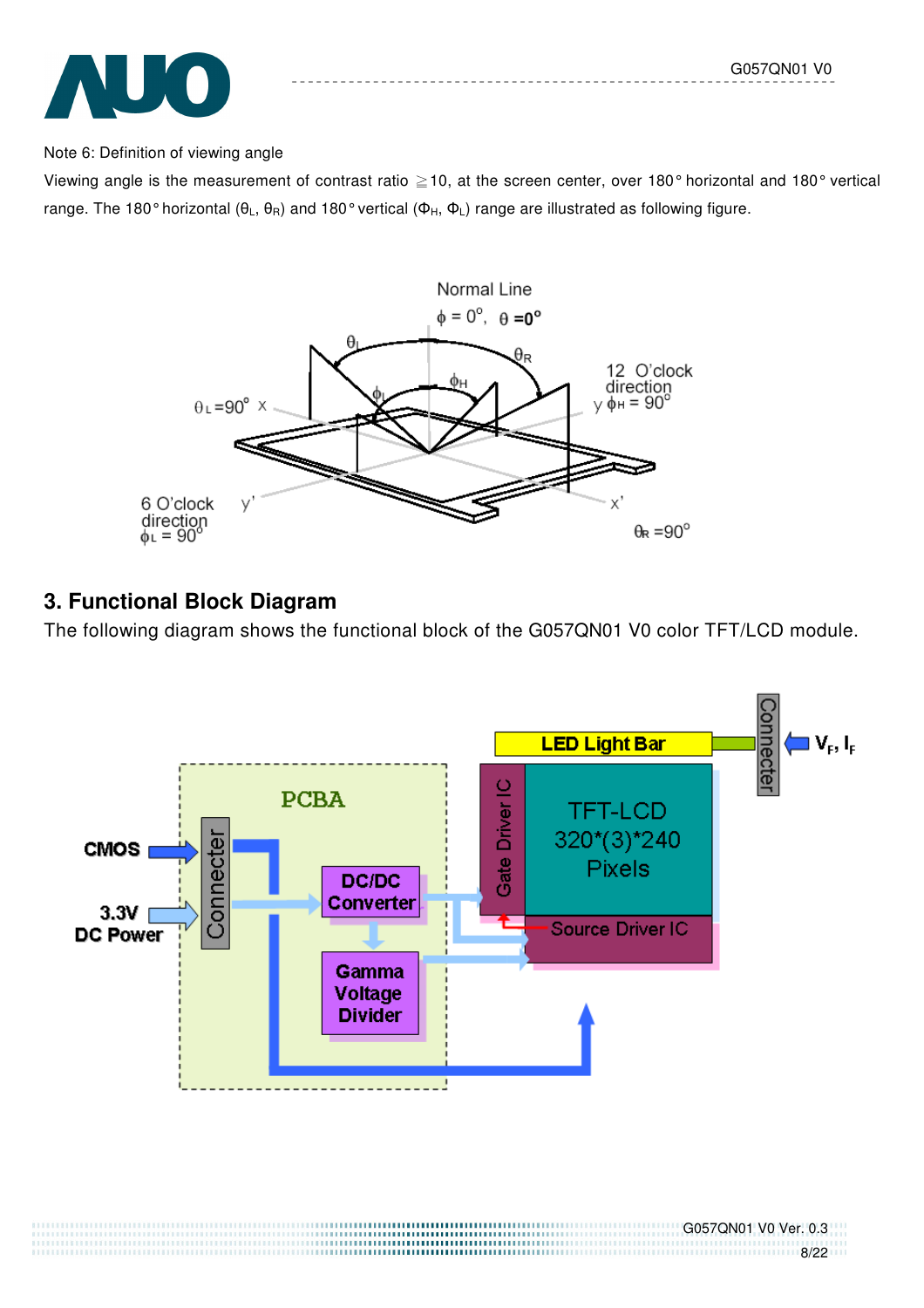Note 6: Definition of viewing angle

Viewing angle is the measurement of contrast ratio ≧10, at the screen center, over 180° horizontal and 180° vertical range. The 180° horizontal ($\theta_L$, $\theta_R$) and 180° vertical ($\Phi_H$, $\Phi_L$) range are illustrated as following figure.

## 3. Functional Block Diagram

The following diagram shows the functional block of the G057QN01 V0 color TFT/LCD module.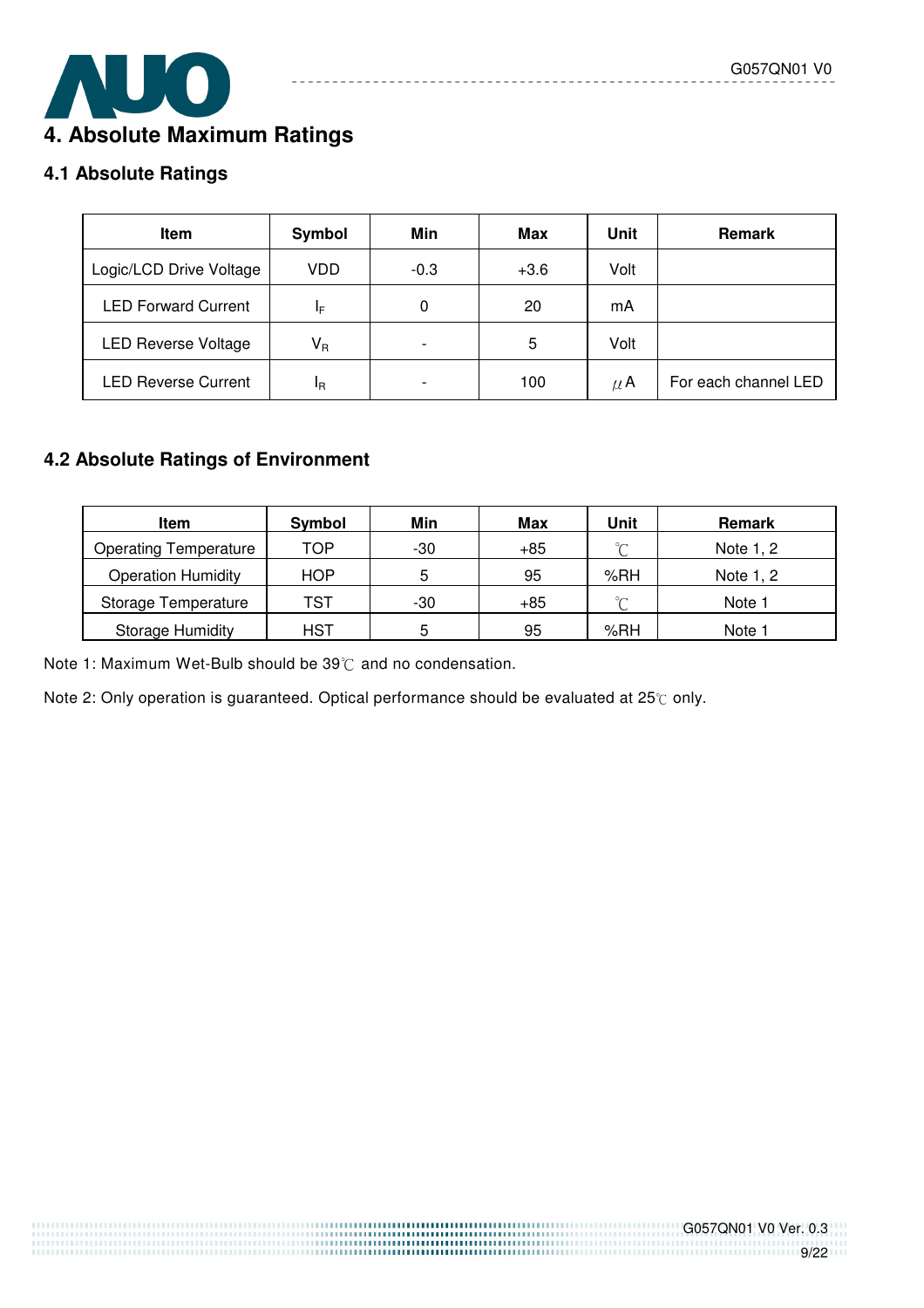# 4. Absolute Maximum Ratings

## 4.1 Absolute Ratings

| Item | Symbol | Min | Max | Unit | Remark |
|---|---|---|---|---|---|
| Logic/LCD Drive Voltage | VDD | -0.3 | +3.6 | Volt | |
| LED Forward Current | $I_F$ | 0 | 20 | mA | |
| LED Reverse Voltage | $V_R$ | - | 5 | Volt | |
| LED Reverse Current | $I_R$ | - | 100 | μA | For each channel LED |

## 4.2 Absolute Ratings of Environment

| Item | Symbol | Min | Max | Unit | Remark |
|---|---|---|---|---|---|
| Operating Temperature | TOP | -30 | +85 | ℃ | Note 1, 2 |
| Operation Humidity | HOP | 5 | 95 | %RH | Note 1, 2 |
| Storage Temperature | TST | -30 | +85 | ℃ | Note 1 |
| Storage Humidity | HST | 5 | 95 | %RH | Note 1 |

Note 1: Maximum Wet-Bulb should be 39℃ and no condensation.

Note 2: Only operation is guaranteed. Optical performance should be evaluated at 25℃ only.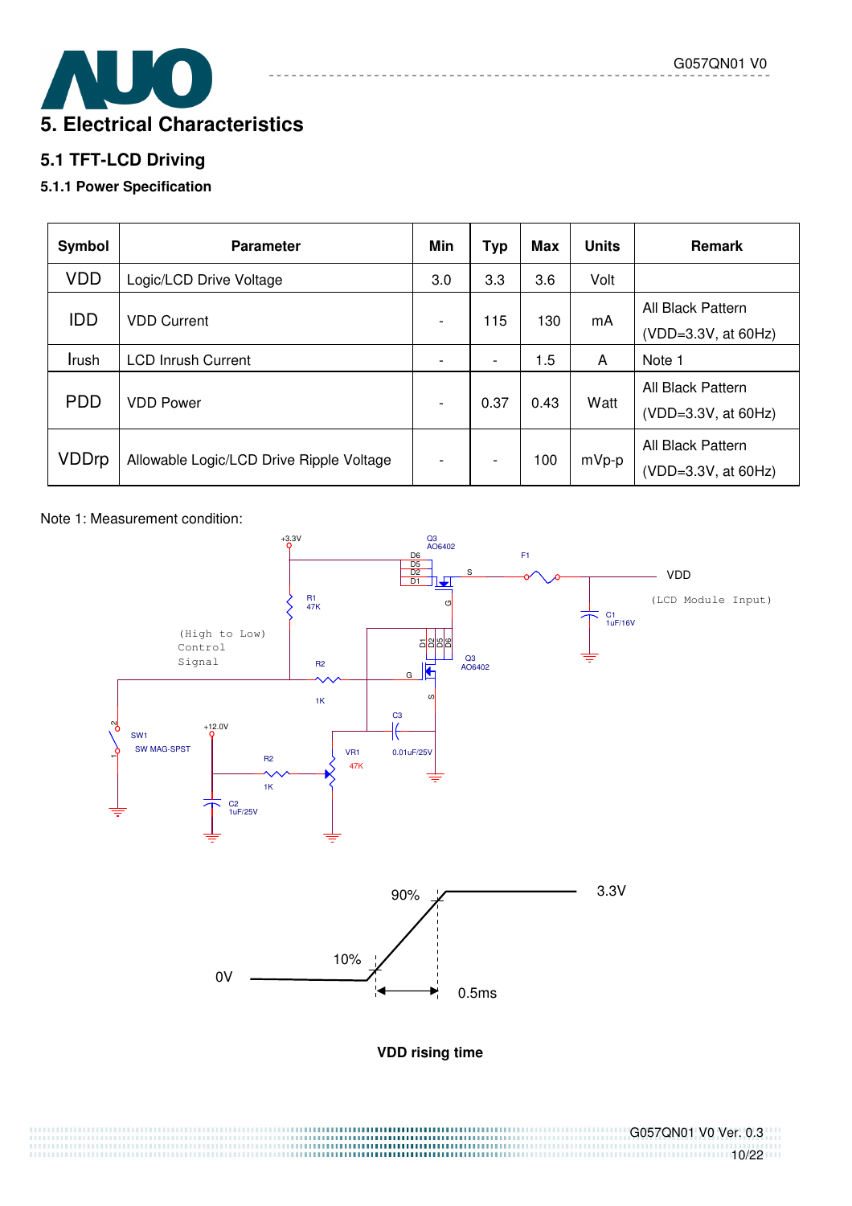# 5. Electrical Characteristics

## 5.1 TFT-LCD Driving

### 5.1.1 Power Specification

| Symbol | Parameter | Min | Typ | Max | Units | Remark |
|---|---|---|---|---|---|---|
| VDD | Logic/LCD Drive Voltage | 3.0 | 3.3 | 3.6 | Volt | |
| IDD | VDD Current | - | 115 | 130 | mA | All Black Pattern (VDD=3.3V, at 60Hz) |
| Irush | LCD Inrush Current | - | - | 1.5 | A | Note 1 |
| PDD | VDD Power | - | 0.37 | 0.43 | Watt | All Black Pattern (VDD=3.3V, at 60Hz) |
| VDDrp | Allowable Logic/LCD Drive Ripple Voltage | - | - | 100 | mVp-p | All Black Pattern (VDD=3.3V, at 60Hz) |

Note 1: Measurement condition:

+3.3V, Q3 AO6402, F1, VDD (LCD Module Input), R1 47K, C1 1uF/16V, (High to Low) Control Signal, R2 1K, Q3 AO6402, C3 0.01uF/25V, SW1 SW MAG-SPST, +12.0V, VR1 47K, C2 1uF/25V

0V, 10%, 90%, 3.3V, 0.5ms

**VDD rising time**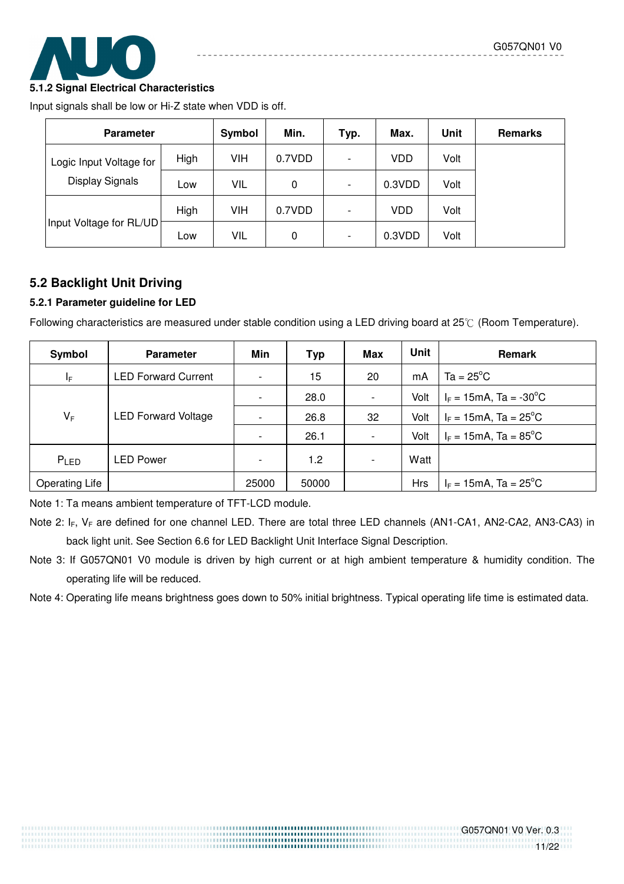#### 5.1.2 Signal Electrical Characteristics

Input signals shall be low or Hi-Z state when VDD is off.

| Parameter | | Symbol | Min. | Typ. | Max. | Unit | Remarks |
|---|---|---|---|---|---|---|---|
| Logic Input Voltage for Display Signals | High | VIH | 0.7VDD | - | VDD | Volt | |
| | Low | VIL | 0 | - | 0.3VDD | Volt | |
| Input Voltage for RL/UD | High | VIH | 0.7VDD | - | VDD | Volt | |
| | Low | VIL | 0 | - | 0.3VDD | Volt | |

## 5.2 Backlight Unit Driving

#### 5.2.1 Parameter guideline for LED

Following characteristics are measured under stable condition using a LED driving board at 25℃ (Room Temperature).

| Symbol | Parameter | Min | Typ | Max | Unit | Remark |
|---|---|---|---|---|---|---|
| $I_F$ | LED Forward Current | - | 15 | 20 | mA | Ta = 25°C |
| $V_F$ | LED Forward Voltage | - | 28.0 | - | Volt | $I_F$ = 15mA, Ta = -30°C |
| | | - | 26.8 | 32 | Volt | $I_F$ = 15mA, Ta = 25°C |
| | | - | 26.1 | - | Volt | $I_F$ = 15mA, Ta = 85°C |
| $P_{LED}$ | LED Power | - | 1.2 | - | Watt | |
| Operating Life | | 25000 | 50000 | | Hrs | $I_F$ = 15mA, Ta = 25°C |

Note 1: Ta means ambient temperature of TFT-LCD module.

Note 2: $I_F$, $V_F$ are defined for one channel LED. There are total three LED channels (AN1-CA1, AN2-CA2, AN3-CA3) in back light unit. See Section 6.6 for LED Backlight Unit Interface Signal Description.

Note 3: If G057QN01 V0 module is driven by high current or at high ambient temperature & humidity condition. The operating life will be reduced.

Note 4: Operating life means brightness goes down to 50% initial brightness. Typical operating life time is estimated data.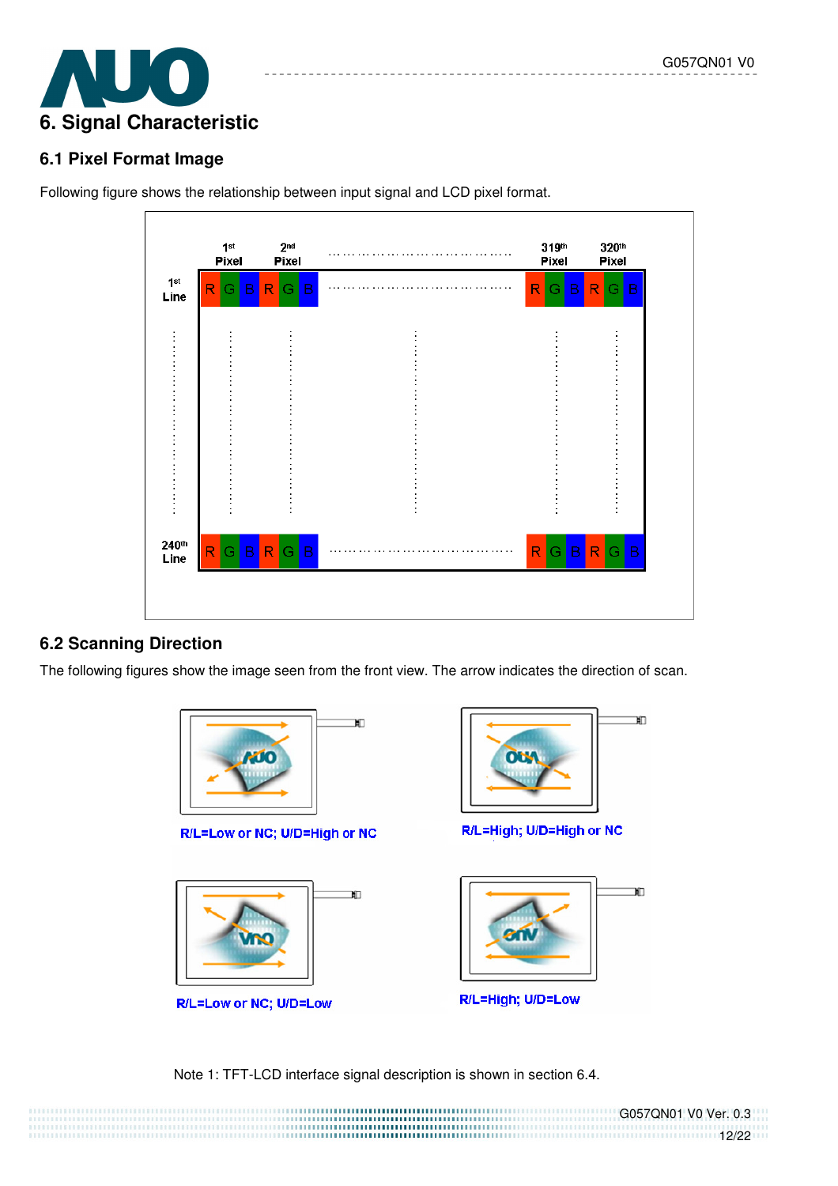# 6. Signal Characteristic

## 6.1 Pixel Format Image

Following figure shows the relationship between input signal and LCD pixel format.

|  | 1st Pixel | 2nd Pixel | ……… | 319th Pixel | 320th Pixel |
|---|---|---|---|---|---|
| 1st Line | R G B | R G B | ……… | R G B | R G B |
| ⋮ | ⋮ | ⋮ | ⋮ | ⋮ | ⋮ |
| 240th Line | R G B | R G B | ……… | R G B | R G B |

## 6.2 Scanning Direction

The following figures show the image seen from the front view. The arrow indicates the direction of scan.

R/L=Low or NC; U/D=High or NC

R/L=High; U/D=High or NC

R/L=Low or NC; U/D=Low

R/L=High; U/D=Low

Note 1: TFT-LCD interface signal description is shown in section 6.4.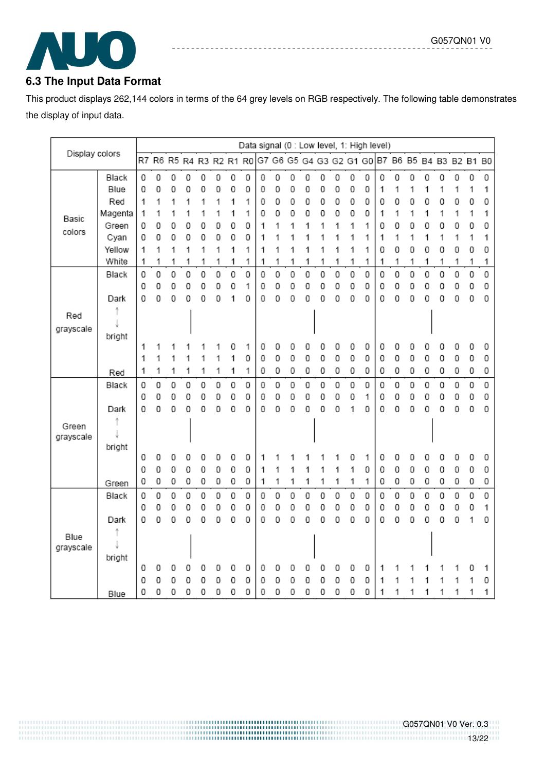## 6.3 The Input Data Format

This product displays 262,144 colors in terms of the 64 grey levels on RGB respectively. The following table demonstrates the display of input data.

| Display colors | | Data signal (0 : Low level, 1: High level) | | | | | | | | | | | | | | | | | | | | | | | |
|---|---|---|---|---|---|---|---|---|---|---|---|---|---|---|---|---|---|---|---|---|---|---|---|---|---|
| | | R7 | R6 | R5 | R4 | R3 | R2 | R1 | R0 | G7 | G6 | G5 | G4 | G3 | G2 | G1 | G0 | B7 | B6 | B5 | B4 | B3 | B2 | B1 | B0 |
| Basic colors | Black | 0 | 0 | 0 | 0 | 0 | 0 | 0 | 0 | 0 | 0 | 0 | 0 | 0 | 0 | 0 | 0 | 0 | 0 | 0 | 0 | 0 | 0 | 0 | 0 |
| | Blue | 0 | 0 | 0 | 0 | 0 | 0 | 0 | 0 | 0 | 0 | 0 | 0 | 0 | 0 | 0 | 0 | 1 | 1 | 1 | 1 | 1 | 1 | 1 | 1 |
| | Red | 1 | 1 | 1 | 1 | 1 | 1 | 1 | 1 | 0 | 0 | 0 | 0 | 0 | 0 | 0 | 0 | 0 | 0 | 0 | 0 | 0 | 0 | 0 | 0 |
| | Magenta | 1 | 1 | 1 | 1 | 1 | 1 | 1 | 1 | 0 | 0 | 0 | 0 | 0 | 0 | 0 | 0 | 1 | 1 | 1 | 1 | 1 | 1 | 1 | 1 |
| | Green | 0 | 0 | 0 | 0 | 0 | 0 | 0 | 0 | 1 | 1 | 1 | 1 | 1 | 1 | 1 | 1 | 0 | 0 | 0 | 0 | 0 | 0 | 0 | 0 |
| | Cyan | 0 | 0 | 0 | 0 | 0 | 0 | 0 | 0 | 1 | 1 | 1 | 1 | 1 | 1 | 1 | 1 | 1 | 1 | 1 | 1 | 1 | 1 | 1 | 1 |
| | Yellow | 1 | 1 | 1 | 1 | 1 | 1 | 1 | 1 | 1 | 1 | 1 | 1 | 1 | 1 | 1 | 1 | 0 | 0 | 0 | 0 | 0 | 0 | 0 | 0 |
| | White | 1 | 1 | 1 | 1 | 1 | 1 | 1 | 1 | 1 | 1 | 1 | 1 | 1 | 1 | 1 | 1 | 1 | 1 | 1 | 1 | 1 | 1 | 1 | 1 |
| Red grayscale | Black | 0 | 0 | 0 | 0 | 0 | 0 | 0 | 0 | 0 | 0 | 0 | 0 | 0 | 0 | 0 | 0 | 0 | 0 | 0 | 0 | 0 | 0 | 0 | 0 |
| | | 0 | 0 | 0 | 0 | 0 | 0 | 0 | 1 | 0 | 0 | 0 | 0 | 0 | 0 | 0 | 0 | 0 | 0 | 0 | 0 | 0 | 0 | 0 | 0 |
| | Dark | 0 | 0 | 0 | 0 | 0 | 0 | 1 | 0 | 0 | 0 | 0 | 0 | 0 | 0 | 0 | 0 | 0 | 0 | 0 | 0 | 0 | 0 | 0 | 0 |
| | ↑ ↓ bright | | | | \| | | | | | | | | | \| | | | | | | | \| | | | | |
| | | 1 | 1 | 1 | 1 | 1 | 1 | 0 | 1 | 0 | 0 | 0 | 0 | 0 | 0 | 0 | 0 | 0 | 0 | 0 | 0 | 0 | 0 | 0 | 0 |
| | | 1 | 1 | 1 | 1 | 1 | 1 | 1 | 0 | 0 | 0 | 0 | 0 | 0 | 0 | 0 | 0 | 0 | 0 | 0 | 0 | 0 | 0 | 0 | 0 |
| | Red | 1 | 1 | 1 | 1 | 1 | 1 | 1 | 1 | 0 | 0 | 0 | 0 | 0 | 0 | 0 | 0 | 0 | 0 | 0 | 0 | 0 | 0 | 0 | 0 |
| Green grayscale | Black | 0 | 0 | 0 | 0 | 0 | 0 | 0 | 0 | 0 | 0 | 0 | 0 | 0 | 0 | 0 | 0 | 0 | 0 | 0 | 0 | 0 | 0 | 0 | 0 |
| | | 0 | 0 | 0 | 0 | 0 | 0 | 0 | 0 | 0 | 0 | 0 | 0 | 0 | 0 | 0 | 1 | 0 | 0 | 0 | 0 | 0 | 0 | 0 | 0 |
| | Dark | 0 | 0 | 0 | 0 | 0 | 0 | 0 | 0 | 0 | 0 | 0 | 0 | 0 | 0 | 1 | 0 | 0 | 0 | 0 | 0 | 0 | 0 | 0 | 0 |
| | ↑ ↓ bright | | | | \| | | | | | | | | | \| | | | | | | | \| | | | | |
| | | 0 | 0 | 0 | 0 | 0 | 0 | 0 | 0 | 1 | 1 | 1 | 1 | 1 | 1 | 0 | 1 | 0 | 0 | 0 | 0 | 0 | 0 | 0 | 0 |
| | | 0 | 0 | 0 | 0 | 0 | 0 | 0 | 0 | 1 | 1 | 1 | 1 | 1 | 1 | 1 | 0 | 0 | 0 | 0 | 0 | 0 | 0 | 0 | 0 |
| | Green | 0 | 0 | 0 | 0 | 0 | 0 | 0 | 0 | 1 | 1 | 1 | 1 | 1 | 1 | 1 | 1 | 0 | 0 | 0 | 0 | 0 | 0 | 0 | 0 |
| Blue grayscale | Black | 0 | 0 | 0 | 0 | 0 | 0 | 0 | 0 | 0 | 0 | 0 | 0 | 0 | 0 | 0 | 0 | 0 | 0 | 0 | 0 | 0 | 0 | 0 | 0 |
| | | 0 | 0 | 0 | 0 | 0 | 0 | 0 | 0 | 0 | 0 | 0 | 0 | 0 | 0 | 0 | 0 | 0 | 0 | 0 | 0 | 0 | 0 | 0 | 1 |
| | Dark | 0 | 0 | 0 | 0 | 0 | 0 | 0 | 0 | 0 | 0 | 0 | 0 | 0 | 0 | 0 | 0 | 0 | 0 | 0 | 0 | 0 | 0 | 1 | 0 |
| | ↑ ↓ bright | | | | \| | | | | | | | | | \| | | | | | | | \| | | | | |
| | | 0 | 0 | 0 | 0 | 0 | 0 | 0 | 0 | 0 | 0 | 0 | 0 | 0 | 0 | 0 | 0 | 1 | 1 | 1 | 1 | 1 | 1 | 0 | 1 |
| | | 0 | 0 | 0 | 0 | 0 | 0 | 0 | 0 | 0 | 0 | 0 | 0 | 0 | 0 | 0 | 0 | 1 | 1 | 1 | 1 | 1 | 1 | 1 | 0 |
| | Blue | 0 | 0 | 0 | 0 | 0 | 0 | 0 | 0 | 0 | 0 | 0 | 0 | 0 | 0 | 0 | 0 | 1 | 1 | 1 | 1 | 1 | 1 | 1 | 1 |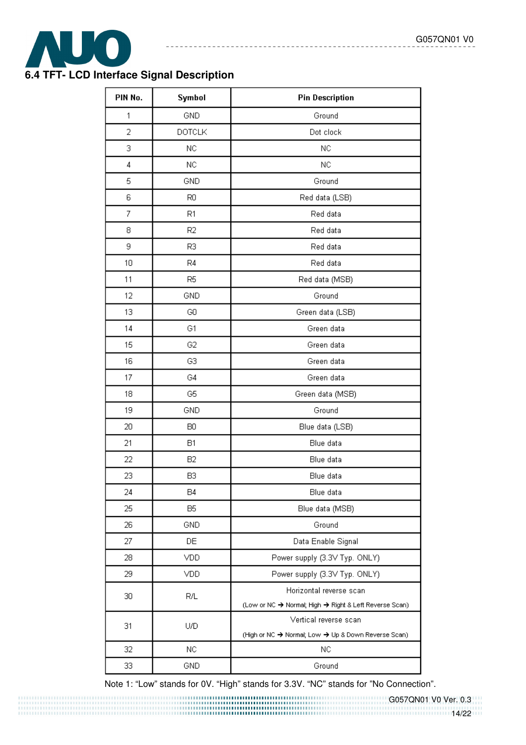## 6.4 TFT- LCD Interface Signal Description

| PIN No. | Symbol | Pin Description |
|---|---|---|
| 1 | GND | Ground |
| 2 | DOTCLK | Dot clock |
| 3 | NC | NC |
| 4 | NC | NC |
| 5 | GND | Ground |
| 6 | R0 | Red data (LSB) |
| 7 | R1 | Red data |
| 8 | R2 | Red data |
| 9 | R3 | Red data |
| 10 | R4 | Red data |
| 11 | R5 | Red data (MSB) |
| 12 | GND | Ground |
| 13 | G0 | Green data (LSB) |
| 14 | G1 | Green data |
| 15 | G2 | Green data |
| 16 | G3 | Green data |
| 17 | G4 | Green data |
| 18 | G5 | Green data (MSB) |
| 19 | GND | Ground |
| 20 | B0 | Blue data (LSB) |
| 21 | B1 | Blue data |
| 22 | B2 | Blue data |
| 23 | B3 | Blue data |
| 24 | B4 | Blue data |
| 25 | B5 | Blue data (MSB) |
| 26 | GND | Ground |
| 27 | DE | Data Enable Signal |
| 28 | VDD | Power supply (3.3V Typ. ONLY) |
| 29 | VDD | Power supply (3.3V Typ. ONLY) |
| 30 | R/L | Horizontal reverse scan<br>(Low or NC → Normal; High → Right & Left Reverse Scan) |
| 31 | U/D | Vertical reverse scan<br>(High or NC → Normal; Low → Up & Down Reverse Scan) |
| 32 | NC | NC |
| 33 | GND | Ground |

Note 1: "Low" stands for 0V. "High" stands for 3.3V. "NC" stands for "No Connection".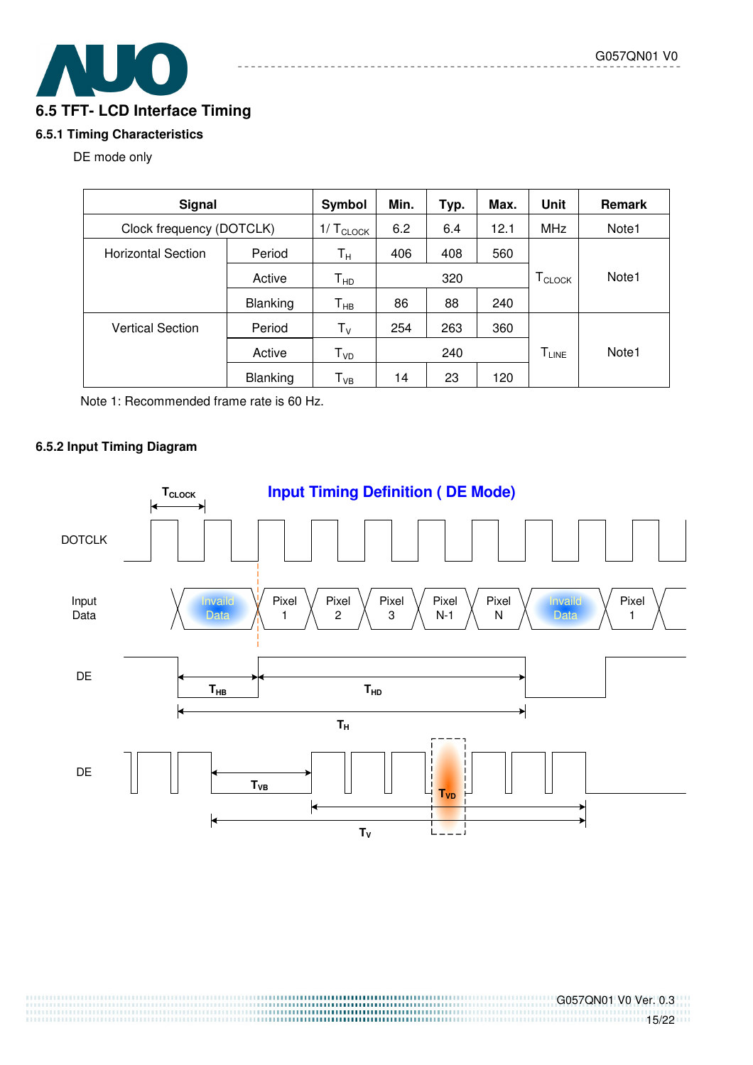## 6.5 TFT- LCD Interface Timing

### 6.5.1 Timing Characteristics

DE mode only

| Signal | | Symbol | Min. | Typ. | Max. | Unit | Remark |
|---|---|---|---|---|---|---|---|
| Clock frequency (DOTCLK) | | $1/T_{CLOCK}$ | 6.2 | 6.4 | 12.1 | MHz | Note1 |
| Horizontal Section | Period | $T_H$ | 406 | 408 | 560 | $T_{CLOCK}$ | Note1 |
| | Active | $T_{HD}$ | | 320 | | | |
| | Blanking | $T_{HB}$ | 86 | 88 | 240 | | |
| Vertical Section | Period | $T_V$ | 254 | 263 | 360 | $T_{LINE}$ | Note1 |
| | Active | $T_{VD}$ | | 240 | | | |
| | Blanking | $T_{VB}$ | 14 | 23 | 120 | | |

Note 1: Recommended frame rate is 60 Hz.

### 6.5.2 Input Timing Diagram

**Input Timing Definition ( DE Mode)**

$T_{CLOCK}$

DOTCLK

Input Data: Invaild Data | Pixel 1 | Pixel 2 | Pixel 3 | Pixel N-1 | Pixel N | Invaild Data | Pixel 1

DE: $T_{HB}$, $T_{HD}$, $T_H$

DE: $T_{VB}$, $T_{VD}$, $T_V$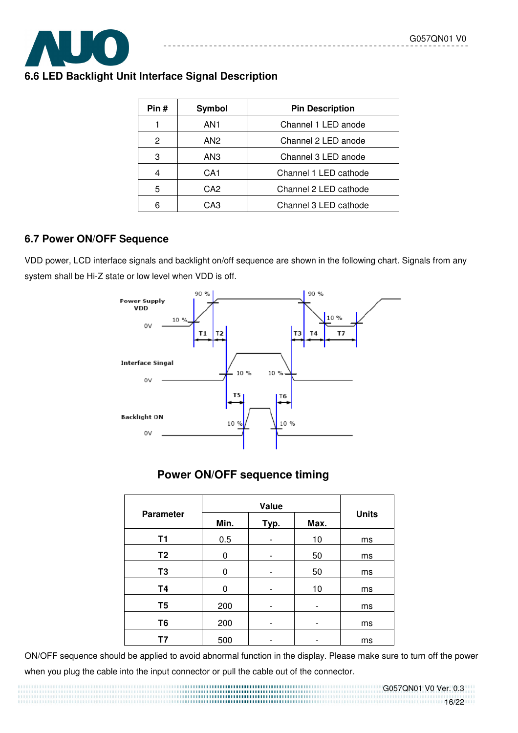## 6.6 LED Backlight Unit Interface Signal Description

| Pin # | Symbol | Pin Description |
|---|---|---|
| 1 | AN1 | Channel 1 LED anode |
| 2 | AN2 | Channel 2 LED anode |
| 3 | AN3 | Channel 3 LED anode |
| 4 | CA1 | Channel 1 LED cathode |
| 5 | CA2 | Channel 2 LED cathode |
| 6 | CA3 | Channel 3 LED cathode |

## 6.7 Power ON/OFF Sequence

VDD power, LCD interface signals and backlight on/off sequence are shown in the following chart. Signals from any system shall be Hi-Z state or low level when VDD is off.

**Power ON/OFF sequence timing**

| Parameter | Value | | | Units |
|---|---|---|---|---|
| | Min. | Typ. | Max. | |
| T1 | 0.5 | - | 10 | ms |
| T2 | 0 | - | 50 | ms |
| T3 | 0 | - | 50 | ms |
| T4 | 0 | - | 10 | ms |
| T5 | 200 | - | - | ms |
| T6 | 200 | - | - | ms |
| T7 | 500 | - | - | ms |

ON/OFF sequence should be applied to avoid abnormal function in the display. Please make sure to turn off the power when you plug the cable into the input connector or pull the cable out of the connector.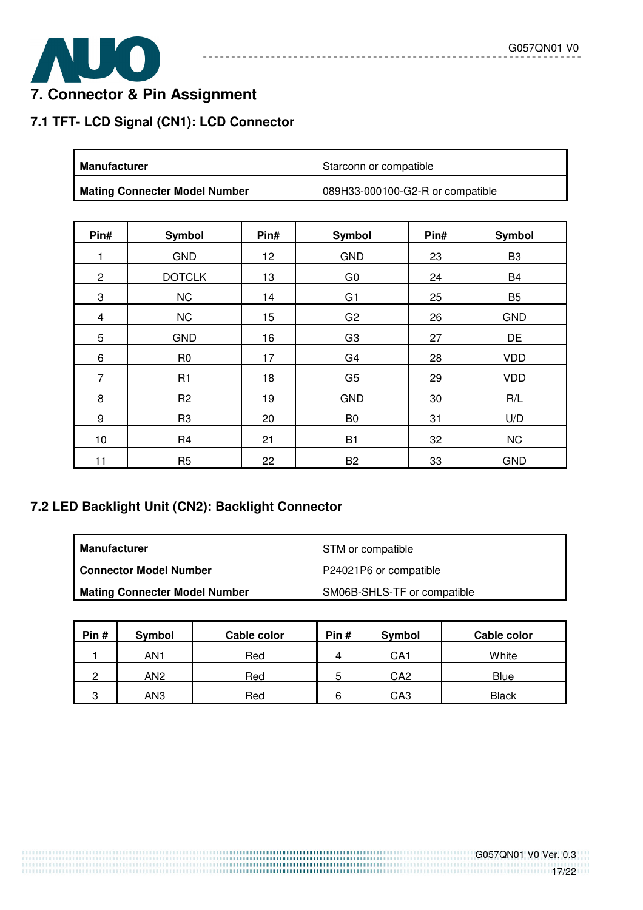# 7. Connector & Pin Assignment

## 7.1 TFT- LCD Signal (CN1): LCD Connector

| **Manufacturer** | Starconn or compatible |
|---|---|
| **Mating Connecter Model Number** | 089H33-000100-G2-R or compatible |

| Pin# | Symbol | Pin# | Symbol | Pin# | Symbol |
|---|---|---|---|---|---|
| 1 | GND | 12 | GND | 23 | B3 |
| 2 | DOTCLK | 13 | G0 | 24 | B4 |
| 3 | NC | 14 | G1 | 25 | B5 |
| 4 | NC | 15 | G2 | 26 | GND |
| 5 | GND | 16 | G3 | 27 | DE |
| 6 | R0 | 17 | G4 | 28 | VDD |
| 7 | R1 | 18 | G5 | 29 | VDD |
| 8 | R2 | 19 | GND | 30 | R/L |
| 9 | R3 | 20 | B0 | 31 | U/D |
| 10 | R4 | 21 | B1 | 32 | NC |
| 11 | R5 | 22 | B2 | 33 | GND |

## 7.2 LED Backlight Unit (CN2): Backlight Connector

| **Manufacturer** | STM or compatible |
|---|---|
| **Connector Model Number** | P24021P6 or compatible |
| **Mating Connecter Model Number** | SM06B-SHLS-TF or compatible |

| Pin # | Symbol | Cable color | Pin # | Symbol | Cable color |
|---|---|---|---|---|---|
| 1 | AN1 | Red | 4 | CA1 | White |
| 2 | AN2 | Red | 5 | CA2 | Blue |
| 3 | AN3 | Red | 6 | CA3 | Black |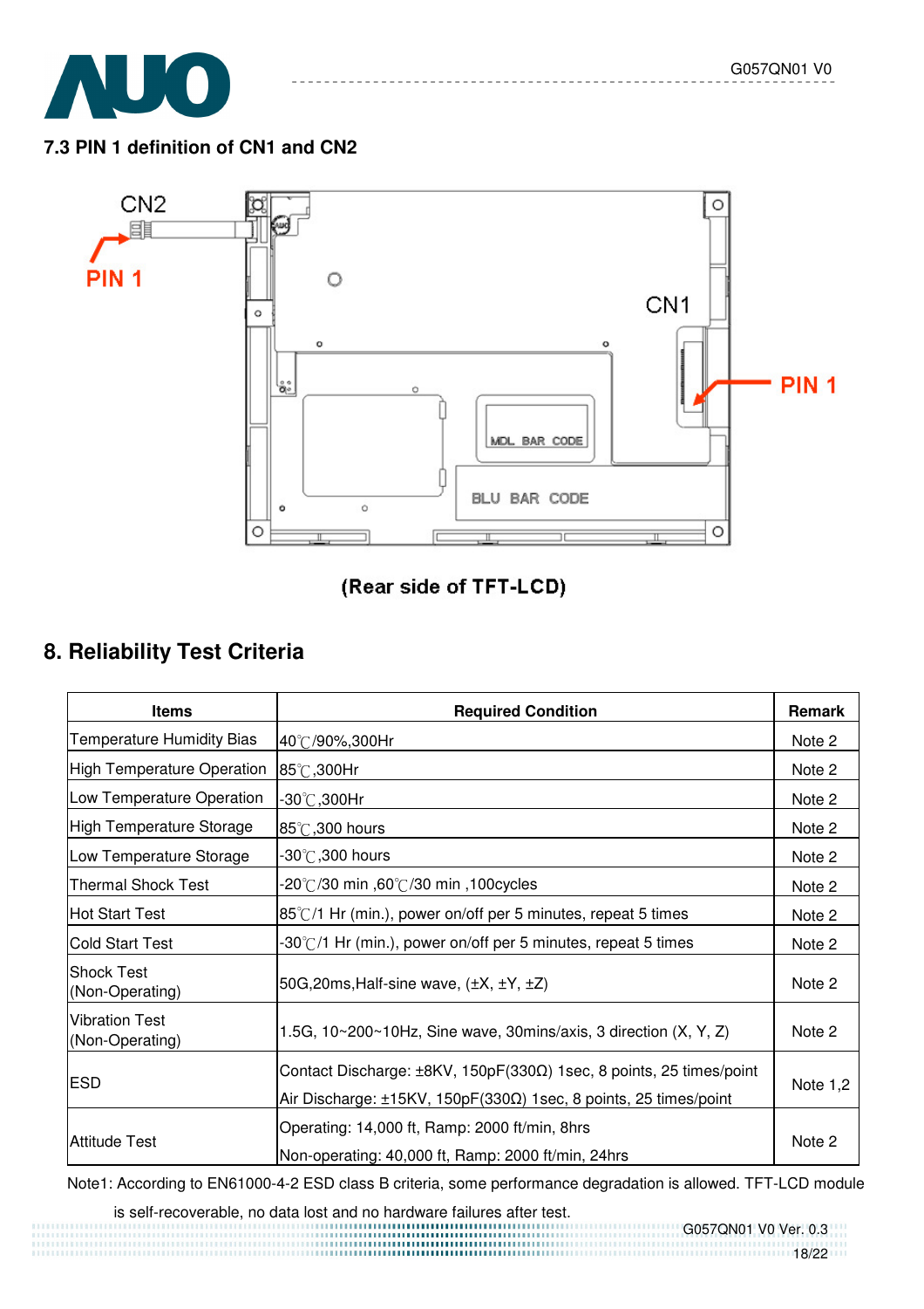### 7.3 PIN 1 definition of CN1 and CN2

CN2

PIN 1

CN1

PIN 1

MDL BAR CODE

BLU BAR CODE

(Rear side of TFT-LCD)

## 8. Reliability Test Criteria

| Items | Required Condition | Remark |
|---|---|---|
| Temperature Humidity Bias | 40℃/90%,300Hr | Note 2 |
| High Temperature Operation | 85℃,300Hr | Note 2 |
| Low Temperature Operation | -30℃,300Hr | Note 2 |
| High Temperature Storage | 85℃,300 hours | Note 2 |
| Low Temperature Storage | -30℃,300 hours | Note 2 |
| Thermal Shock Test | -20℃/30 min ,60℃/30 min ,100cycles | Note 2 |
| Hot Start Test | 85℃/1 Hr (min.), power on/off per 5 minutes, repeat 5 times | Note 2 |
| Cold Start Test | -30℃/1 Hr (min.), power on/off per 5 minutes, repeat 5 times | Note 2 |
| Shock Test (Non-Operating) | 50G,20ms,Half-sine wave, (±X, ±Y, ±Z) | Note 2 |
| Vibration Test (Non-Operating) | 1.5G, 10~200~10Hz, Sine wave, 30mins/axis, 3 direction (X, Y, Z) | Note 2 |
| ESD | Contact Discharge: ±8KV, 150pF(330Ω) 1sec, 8 points, 25 times/point<br>Air Discharge: ±15KV, 150pF(330Ω) 1sec, 8 points, 25 times/point | Note 1,2 |
| Attitude Test | Operating: 14,000 ft, Ramp: 2000 ft/min, 8hrs<br>Non-operating: 40,000 ft, Ramp: 2000 ft/min, 24hrs | Note 2 |

Note1: According to EN61000-4-2 ESD class B criteria, some performance degradation is allowed. TFT-LCD module is self-recoverable, no data lost and no hardware failures after test.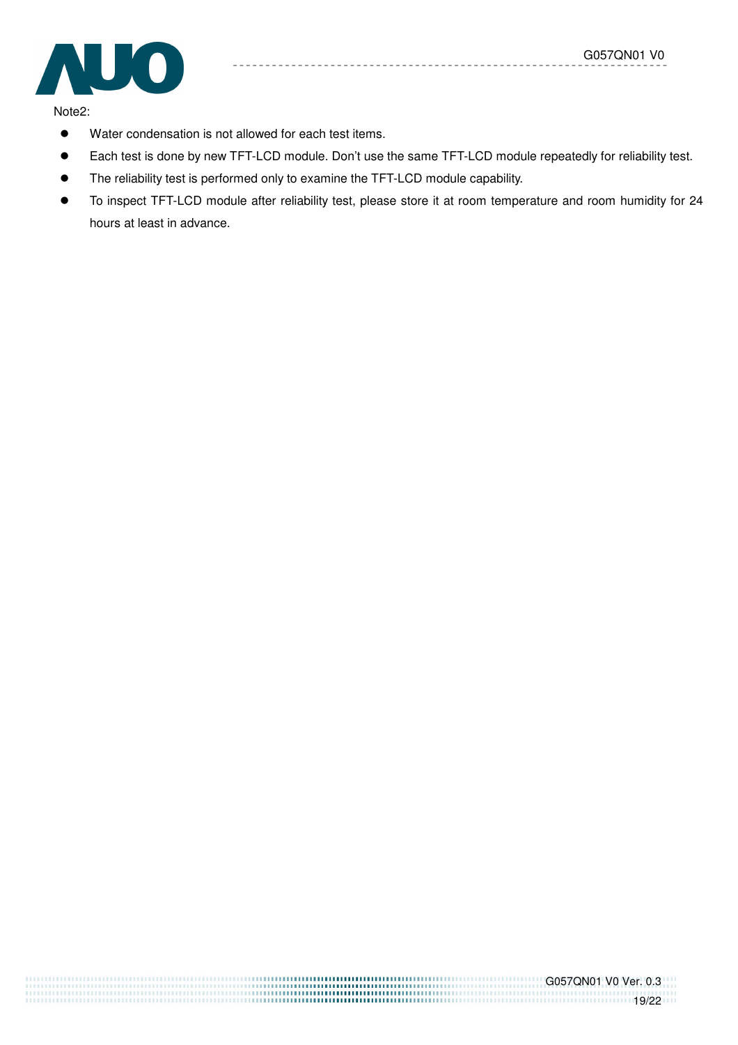Note2:

- Water condensation is not allowed for each test items.
- Each test is done by new TFT-LCD module. Don't use the same TFT-LCD module repeatedly for reliability test.
- The reliability test is performed only to examine the TFT-LCD module capability.
- To inspect TFT-LCD module after reliability test, please store it at room temperature and room humidity for 24 hours at least in advance.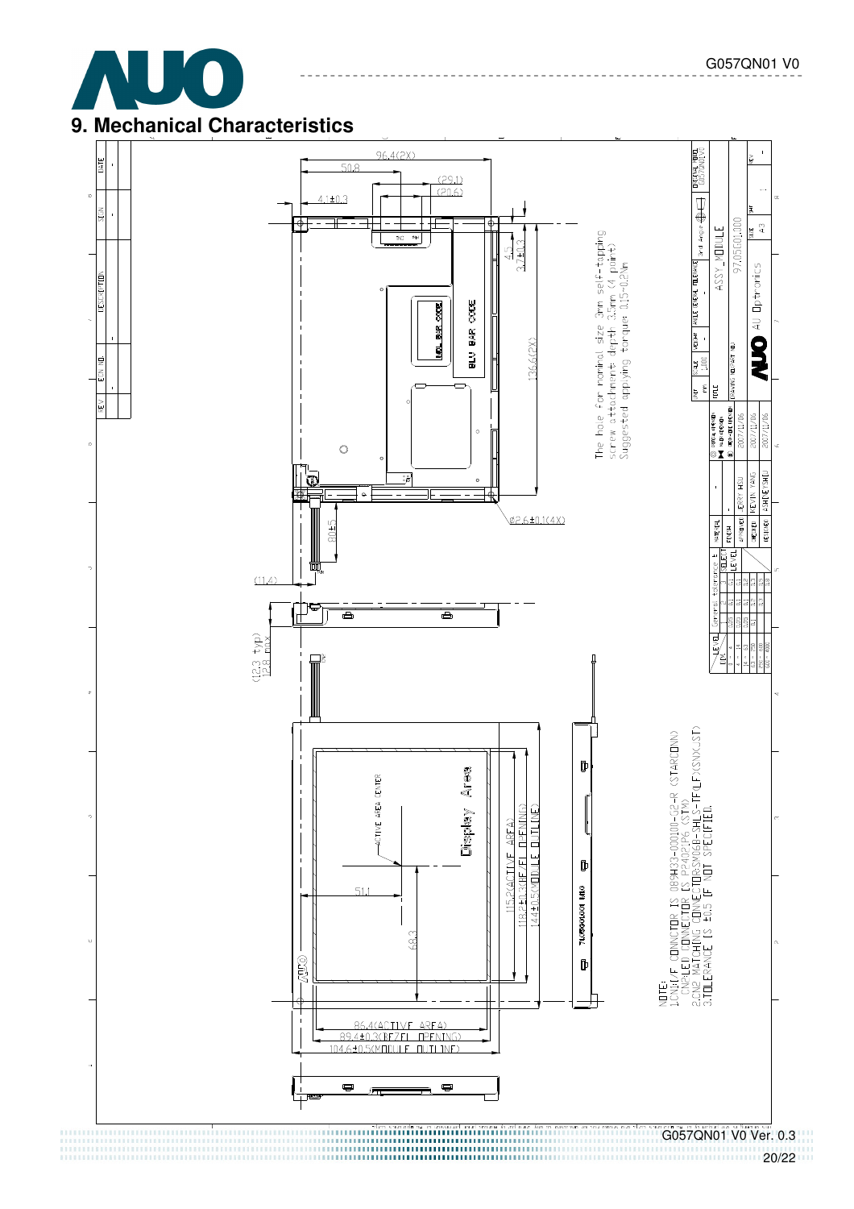## 9. Mechanical Characteristics

96.4(2X)

50.8

(29.1)

(20.6)

4.1±0.3

4.2

3.7±0.3

136.6(2X)

MDL BAR CODE

BLU BAR CODE

The hole for nominal size 3mm self-tapping screw attachment depth 3.5mm (4 point)
Suggested applying torque 0.15~0.2Nm

Ø2.6±0.1(4X)

80±5

(11.4)

(12.3 typ)
12.8 max

ACTIVE AREA CENTER

Display Area

115.2(ACTIVE AREA)

118.2±0.3(BEZEL OPENING)

144±0.5(MODULE OUTLINE)

51.1

68.3

86.4(ACTIVE AREA)

89.4±0.3(BEZEL OPENING)

104.6±0.5(MODULE OUTLINE)

NOTE:
1.CN1:I/F CONNECTOR IS 089H33-000100-G2-R (STARCONN)
CN2:LED CONNECTOR IS PP402P6 (STM)
2.CN2 MATCHING CONNECTOR:SM06B-SHLS-TF(LF)(SN)(JST)
3.TOLERANCE IS ±0.5 IF NOT SPECIFIED.

TITLE: ASSY MODULE
DRAWING NO.: 97.05G01.000
G057QN01 V0
AU Optronics
SIZE: A3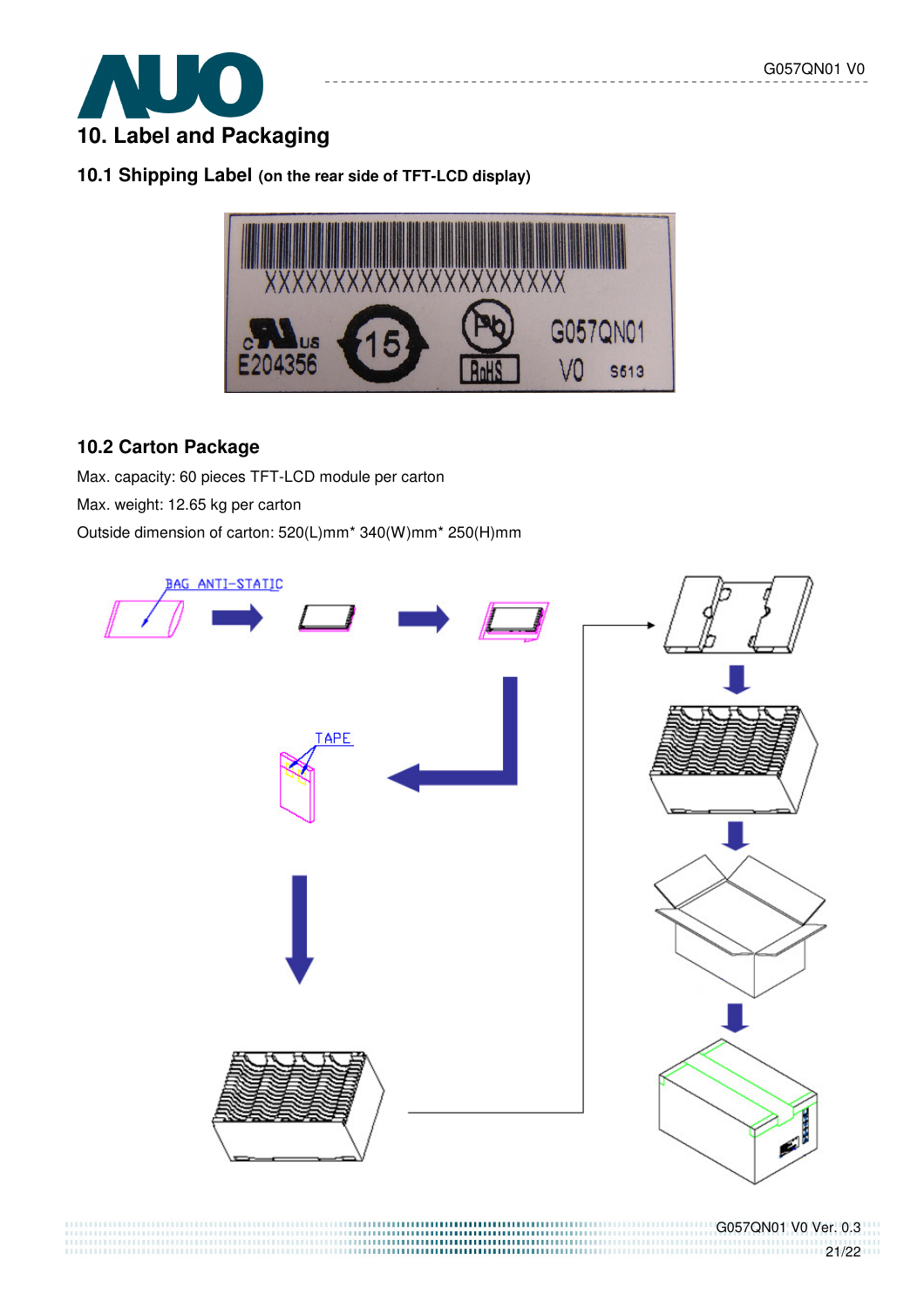# 10. Label and Packaging

## 10.1 Shipping Label (on the rear side of TFT-LCD display)

## 10.2 Carton Package

Max. capacity: 60 pieces TFT-LCD module per carton

Max. weight: 12.65 kg per carton

Outside dimension of carton: 520(L)mm* 340(W)mm* 250(H)mm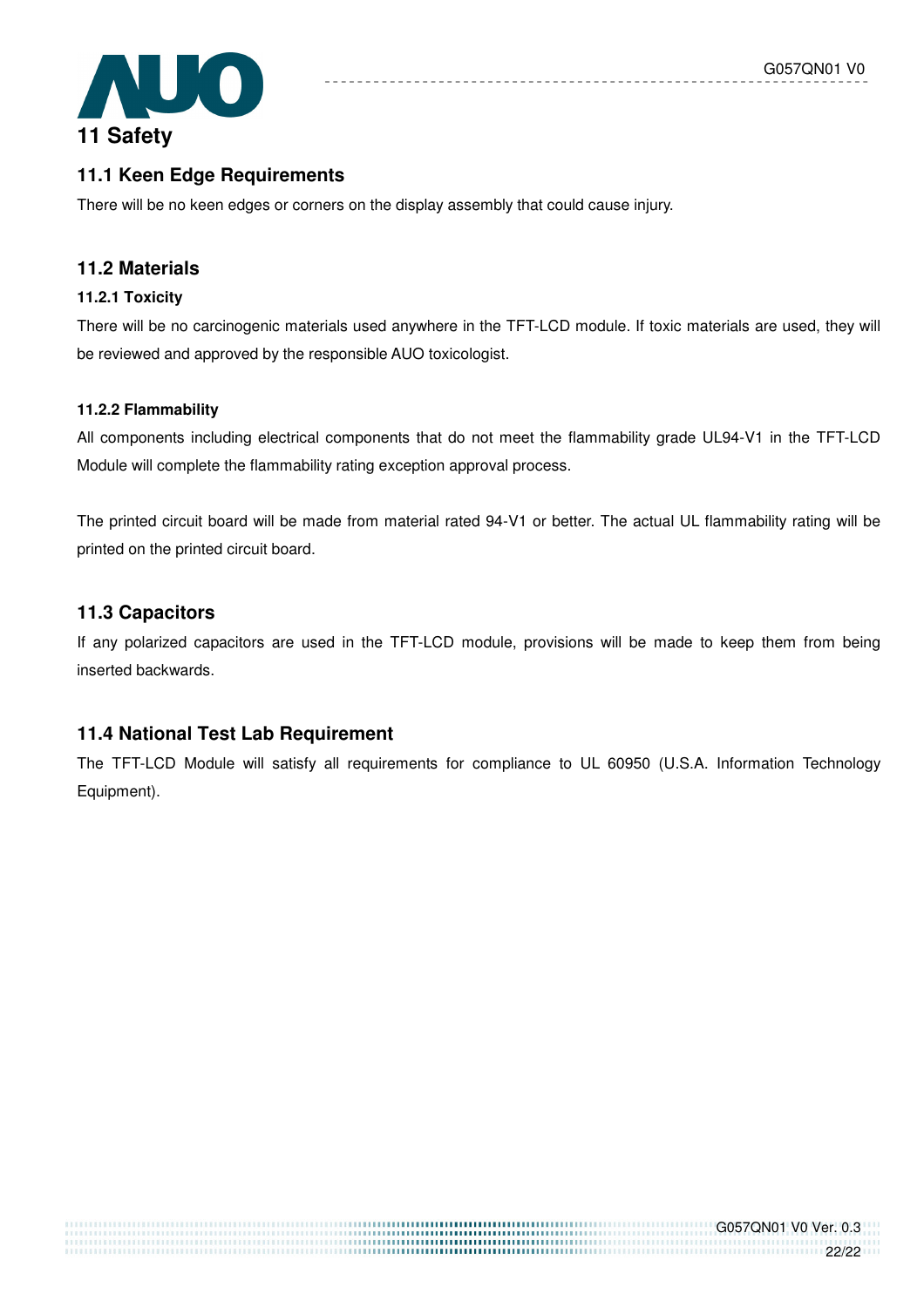# 11 Safety

## 11.1 Keen Edge Requirements

There will be no keen edges or corners on the display assembly that could cause injury.

## 11.2 Materials

### 11.2.1 Toxicity

There will be no carcinogenic materials used anywhere in the TFT-LCD module. If toxic materials are used, they will be reviewed and approved by the responsible AUO toxicologist.

### 11.2.2 Flammability

All components including electrical components that do not meet the flammability grade UL94-V1 in the TFT-LCD Module will complete the flammability rating exception approval process.

The printed circuit board will be made from material rated 94-V1 or better. The actual UL flammability rating will be printed on the printed circuit board.

## 11.3 Capacitors

If any polarized capacitors are used in the TFT-LCD module, provisions will be made to keep them from being inserted backwards.

## 11.4 National Test Lab Requirement

The TFT-LCD Module will satisfy all requirements for compliance to UL 60950 (U.S.A. Information Technology Equipment).